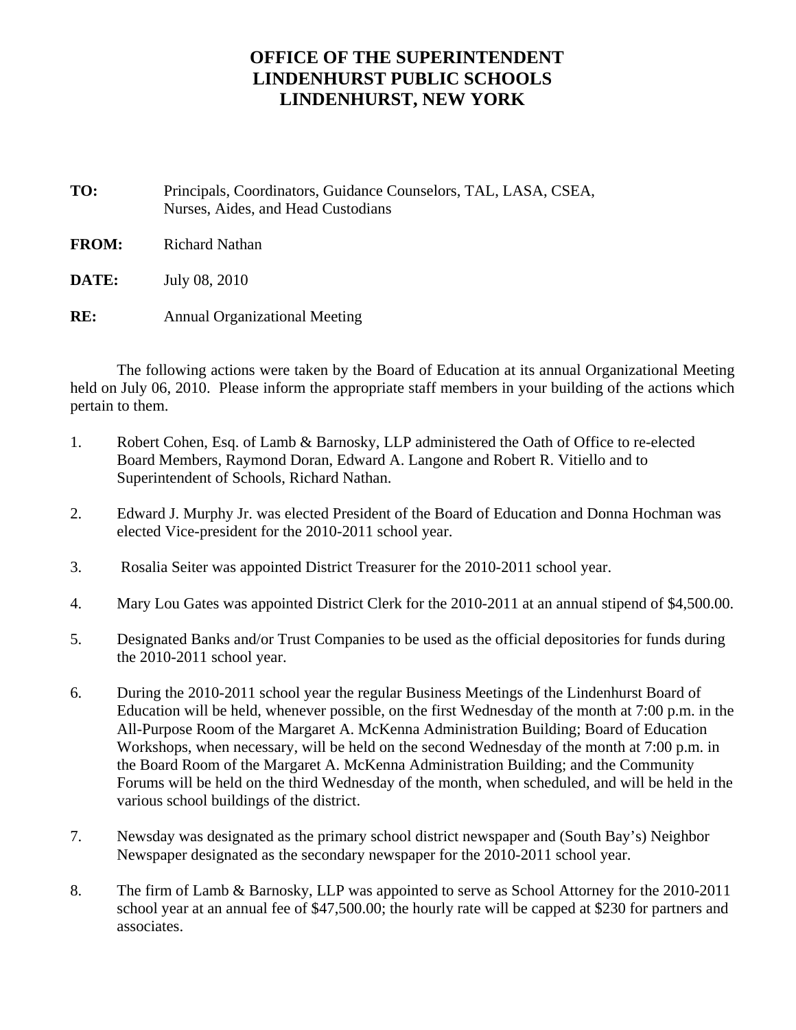# OFFICE OF THE SUPERINTENDENT
# LINDENHURST PUBLIC SCHOOLS
# LINDENHURST, NEW YORK

**TO:** Principals, Coordinators, Guidance Counselors, TAL, LASA, CSEA, Nurses, Aides, and Head Custodians

**FROM:** Richard Nathan

**DATE:** July 08, 2010

**RE:** Annual Organizational Meeting

The following actions were taken by the Board of Education at its annual Organizational Meeting held on July 06, 2010. Please inform the appropriate staff members in your building of the actions which pertain to them.

1. Robert Cohen, Esq. of Lamb & Barnosky, LLP administered the Oath of Office to re-elected Board Members, Raymond Doran, Edward A. Langone and Robert R. Vitiello and to Superintendent of Schools, Richard Nathan.

2. Edward J. Murphy Jr. was elected President of the Board of Education and Donna Hochman was elected Vice-president for the 2010-2011 school year.

3. Rosalia Seiter was appointed District Treasurer for the 2010-2011 school year.

4. Mary Lou Gates was appointed District Clerk for the 2010-2011 at an annual stipend of $4,500.00.

5. Designated Banks and/or Trust Companies to be used as the official depositories for funds during the 2010-2011 school year.

6. During the 2010-2011 school year the regular Business Meetings of the Lindenhurst Board of Education will be held, whenever possible, on the first Wednesday of the month at 7:00 p.m. in the All-Purpose Room of the Margaret A. McKenna Administration Building; Board of Education Workshops, when necessary, will be held on the second Wednesday of the month at 7:00 p.m. in the Board Room of the Margaret A. McKenna Administration Building; and the Community Forums will be held on the third Wednesday of the month, when scheduled, and will be held in the various school buildings of the district.

7. Newsday was designated as the primary school district newspaper and (South Bay's) Neighbor Newspaper designated as the secondary newspaper for the 2010-2011 school year.

8. The firm of Lamb & Barnosky, LLP was appointed to serve as School Attorney for the 2010-2011 school year at an annual fee of $47,500.00; the hourly rate will be capped at $230 for partners and associates.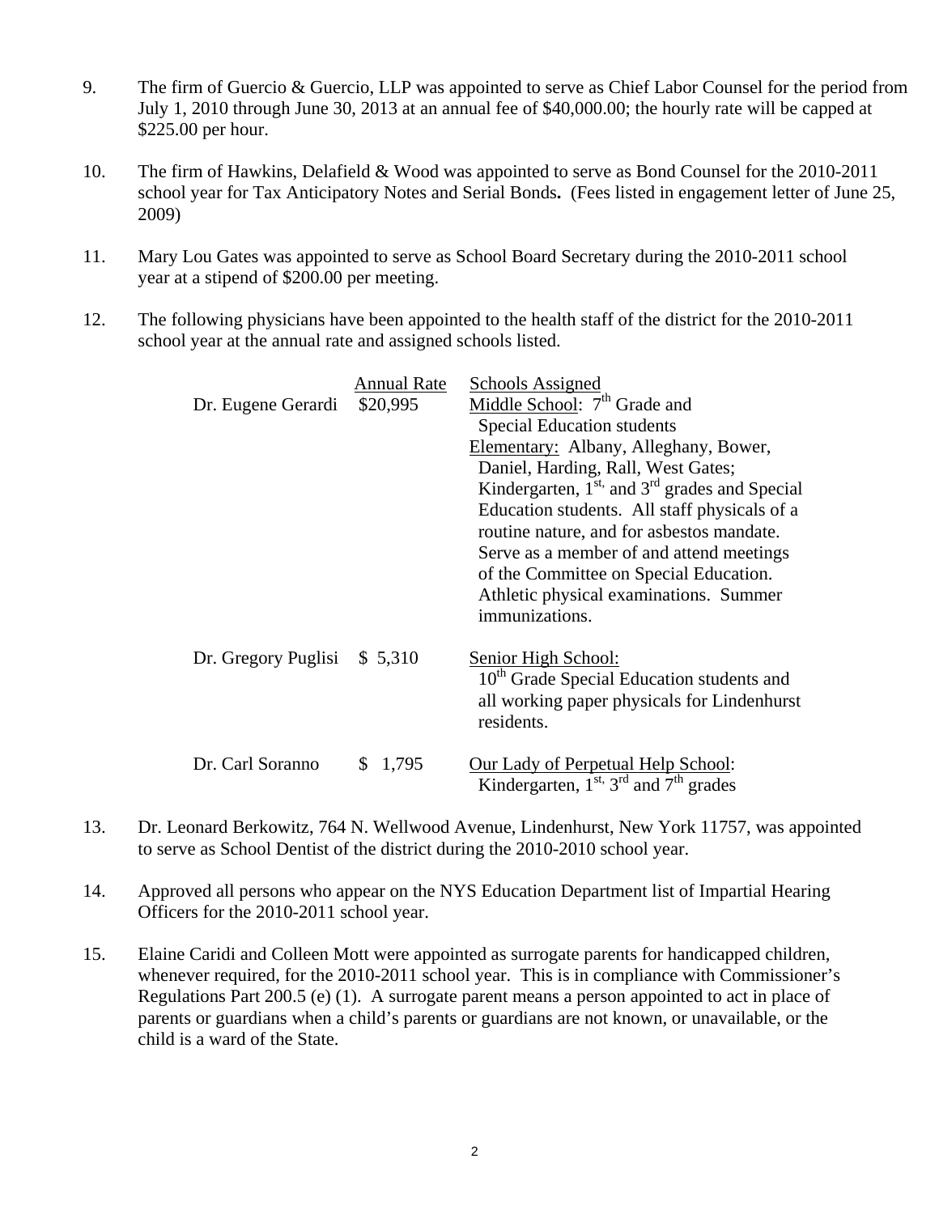9. The firm of Guercio & Guercio, LLP was appointed to serve as Chief Labor Counsel for the period from July 1, 2010 through June 30, 2013 at an annual fee of $40,000.00; the hourly rate will be capped at $225.00 per hour.

10. The firm of Hawkins, Delafield & Wood was appointed to serve as Bond Counsel for the 2010-2011 school year for Tax Anticipatory Notes and Serial Bonds**.** (Fees listed in engagement letter of June 25, 2009)

11. Mary Lou Gates was appointed to serve as School Board Secretary during the 2010-2011 school year at a stipend of $200.00 per meeting.

12. The following physicians have been appointed to the health staff of the district for the 2010-2011 school year at the annual rate and assigned schools listed.

| | Annual Rate | Schools Assigned |
|---|---|---|
| Dr. Eugene Gerardi | $20,995 | Middle School: 7th Grade and Special Education students<br>Elementary: Albany, Alleghany, Bower, Daniel, Harding, Rall, West Gates; Kindergarten, 1st, and 3rd grades and Special Education students. All staff physicals of a routine nature, and for asbestos mandate. Serve as a member of and attend meetings of the Committee on Special Education. Athletic physical examinations. Summer immunizations. |
| Dr. Gregory Puglisi | $ 5,310 | Senior High School:<br>10th Grade Special Education students and all working paper physicals for Lindenhurst residents. |
| Dr. Carl Soranno | $ 1,795 | Our Lady of Perpetual Help School:<br>Kindergarten, 1st, 3rd and 7th grades |

13. Dr. Leonard Berkowitz, 764 N. Wellwood Avenue, Lindenhurst, New York 11757, was appointed to serve as School Dentist of the district during the 2010-2010 school year.

14. Approved all persons who appear on the NYS Education Department list of Impartial Hearing Officers for the 2010-2011 school year.

15. Elaine Caridi and Colleen Mott were appointed as surrogate parents for handicapped children, whenever required, for the 2010-2011 school year. This is in compliance with Commissioner's Regulations Part 200.5 (e) (1). A surrogate parent means a person appointed to act in place of parents or guardians when a child's parents or guardians are not known, or unavailable, or the child is a ward of the State.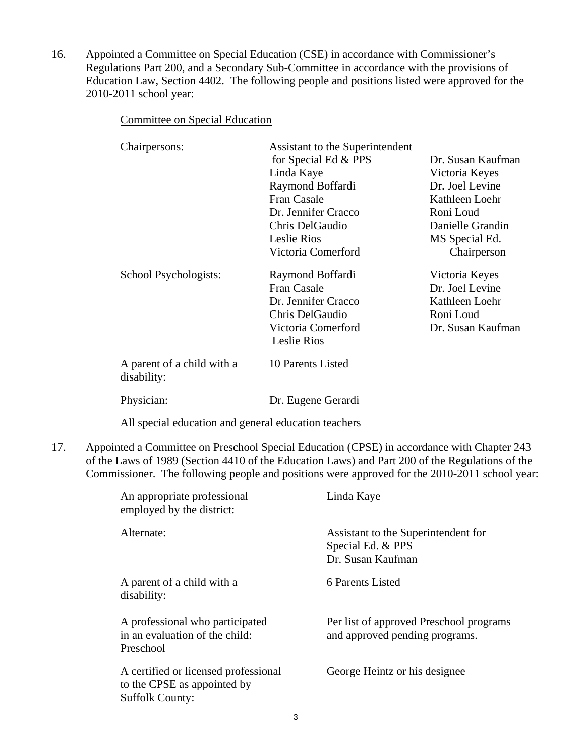16. Appointed a Committee on Special Education (CSE) in accordance with Commissioner's Regulations Part 200, and a Secondary Sub-Committee in accordance with the provisions of Education Law, Section 4402. The following people and positions listed were approved for the 2010-2011 school year:

<u>Committee on Special Education</u>

| | | |
|---|---|---|
| Chairpersons: | Assistant to the Superintendent for Special Ed & PPS | Dr. Susan Kaufman |
| | Linda Kaye | Victoria Keyes |
| | Raymond Boffardi | Dr. Joel Levine |
| | Fran Casale | Kathleen Loehr |
| | Dr. Jennifer Cracco | Roni Loud |
| | Chris DelGaudio | Danielle Grandin |
| | Leslie Rios | MS Special Ed. Chairperson |
| | Victoria Comerford | |
| School Psychologists: | Raymond Boffardi | Victoria Keyes |
| | Fran Casale | Dr. Joel Levine |
| | Dr. Jennifer Cracco | Kathleen Loehr |
| | Chris DelGaudio | Roni Loud |
| | Victoria Comerford | Dr. Susan Kaufman |
| | Leslie Rios | |
| A parent of a child with a disability: | 10 Parents Listed | |
| Physician: | Dr. Eugene Gerardi | |

All special education and general education teachers

17. Appointed a Committee on Preschool Special Education (CPSE) in accordance with Chapter 243 of the Laws of 1989 (Section 4410 of the Education Laws) and Part 200 of the Regulations of the Commissioner. The following people and positions were approved for the 2010-2011 school year:

| | |
|---|---|
| An appropriate professional employed by the district: | Linda Kaye |
| Alternate: | Assistant to the Superintendent for Special Ed. & PPS Dr. Susan Kaufman |
| A parent of a child with a disability: | 6 Parents Listed |
| A professional who participated in an evaluation of the child: Preschool | Per list of approved Preschool programs and approved pending programs. |
| A certified or licensed professional to the CPSE as appointed by Suffolk County: | George Heintz or his designee |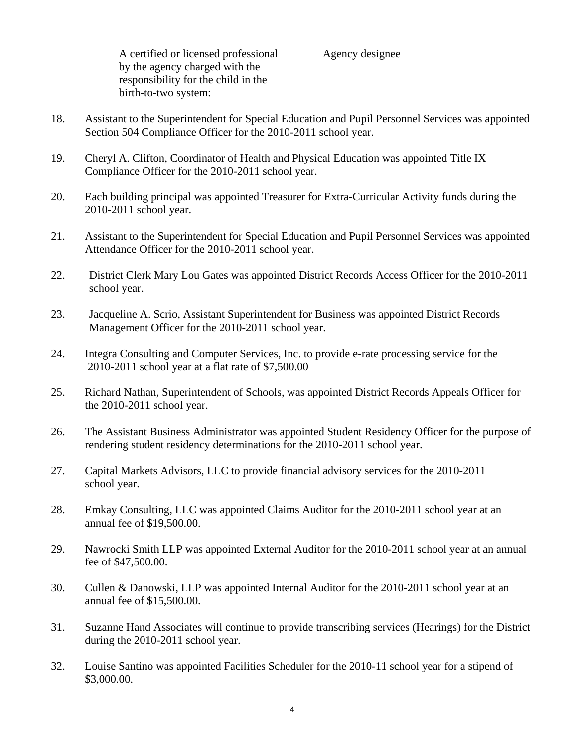| | |
|---|---|
| A certified or licensed professional by the agency charged with the responsibility for the child in the birth-to-two system: | Agency designee |

18. Assistant to the Superintendent for Special Education and Pupil Personnel Services was appointed Section 504 Compliance Officer for the 2010-2011 school year.

19. Cheryl A. Clifton, Coordinator of Health and Physical Education was appointed Title IX Compliance Officer for the 2010-2011 school year.

20. Each building principal was appointed Treasurer for Extra-Curricular Activity funds during the 2010-2011 school year.

21. Assistant to the Superintendent for Special Education and Pupil Personnel Services was appointed Attendance Officer for the 2010-2011 school year.

22. District Clerk Mary Lou Gates was appointed District Records Access Officer for the 2010-2011 school year.

23. Jacqueline A. Scrio, Assistant Superintendent for Business was appointed District Records Management Officer for the 2010-2011 school year.

24. Integra Consulting and Computer Services, Inc. to provide e-rate processing service for the 2010-2011 school year at a flat rate of $7,500.00

25. Richard Nathan, Superintendent of Schools, was appointed District Records Appeals Officer for the 2010-2011 school year.

26. The Assistant Business Administrator was appointed Student Residency Officer for the purpose of rendering student residency determinations for the 2010-2011 school year.

27. Capital Markets Advisors, LLC to provide financial advisory services for the 2010-2011 school year.

28. Emkay Consulting, LLC was appointed Claims Auditor for the 2010-2011 school year at an annual fee of $19,500.00.

29. Nawrocki Smith LLP was appointed External Auditor for the 2010-2011 school year at an annual fee of $47,500.00.

30. Cullen & Danowski, LLP was appointed Internal Auditor for the 2010-2011 school year at an annual fee of $15,500.00.

31. Suzanne Hand Associates will continue to provide transcribing services (Hearings) for the District during the 2010-2011 school year.

32. Louise Santino was appointed Facilities Scheduler for the 2010-11 school year for a stipend of $3,000.00.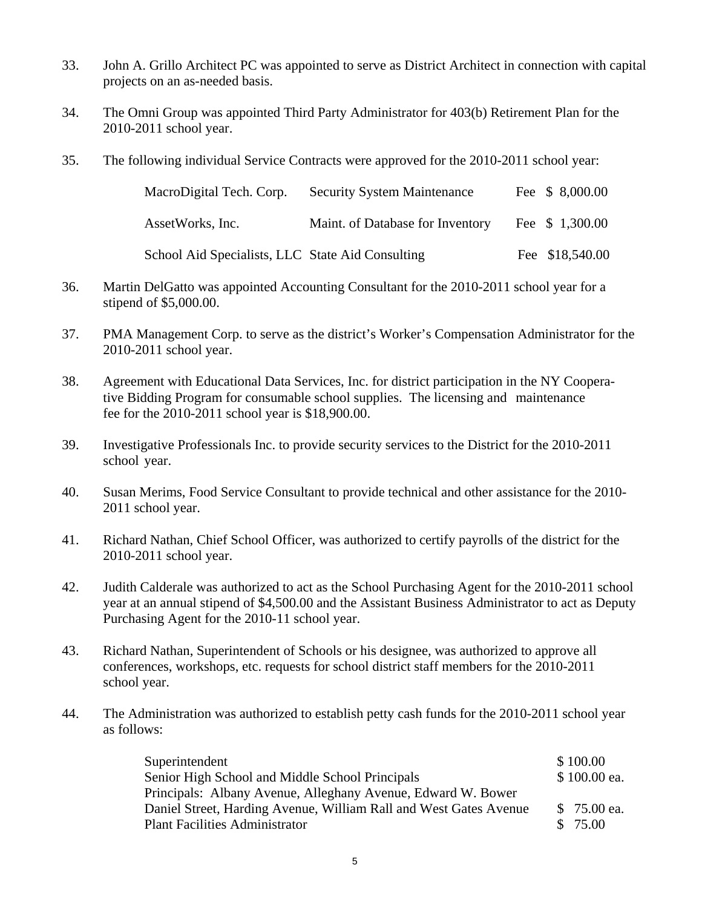33. John A. Grillo Architect PC was appointed to serve as District Architect in connection with capital projects on an as-needed basis.

34. The Omni Group was appointed Third Party Administrator for 403(b) Retirement Plan for the 2010-2011 school year.

35. The following individual Service Contracts were approved for the 2010-2011 school year:

| | | |
|---|---|---|
| MacroDigital Tech. Corp. | Security System Maintenance | Fee $ 8,000.00 |
| AssetWorks, Inc. | Maint. of Database for Inventory | Fee $ 1,300.00 |
| School Aid Specialists, LLC | State Aid Consulting | Fee $18,540.00 |

36. Martin DelGatto was appointed Accounting Consultant for the 2010-2011 school year for a stipend of $5,000.00.

37. PMA Management Corp. to serve as the district's Worker's Compensation Administrator for the 2010-2011 school year.

38. Agreement with Educational Data Services, Inc. for district participation in the NY Cooperative Bidding Program for consumable school supplies. The licensing and maintenance fee for the 2010-2011 school year is $18,900.00.

39. Investigative Professionals Inc. to provide security services to the District for the 2010-2011 school year.

40. Susan Merims, Food Service Consultant to provide technical and other assistance for the 2010-2011 school year.

41. Richard Nathan, Chief School Officer, was authorized to certify payrolls of the district for the 2010-2011 school year.

42. Judith Calderale was authorized to act as the School Purchasing Agent for the 2010-2011 school year at an annual stipend of $4,500.00 and the Assistant Business Administrator to act as Deputy Purchasing Agent for the 2010-11 school year.

43. Richard Nathan, Superintendent of Schools or his designee, was authorized to approve all conferences, workshops, etc. requests for school district staff members for the 2010-2011 school year.

44. The Administration was authorized to establish petty cash funds for the 2010-2011 school year as follows:

| | |
|---|---|
| Superintendent | $ 100.00 |
| Senior High School and Middle School Principals | $ 100.00 ea. |
| Principals: Albany Avenue, Alleghany Avenue, Edward W. Bower Daniel Street, Harding Avenue, William Rall and West Gates Avenue | $ 75.00 ea. |
| Plant Facilities Administrator | $ 75.00 |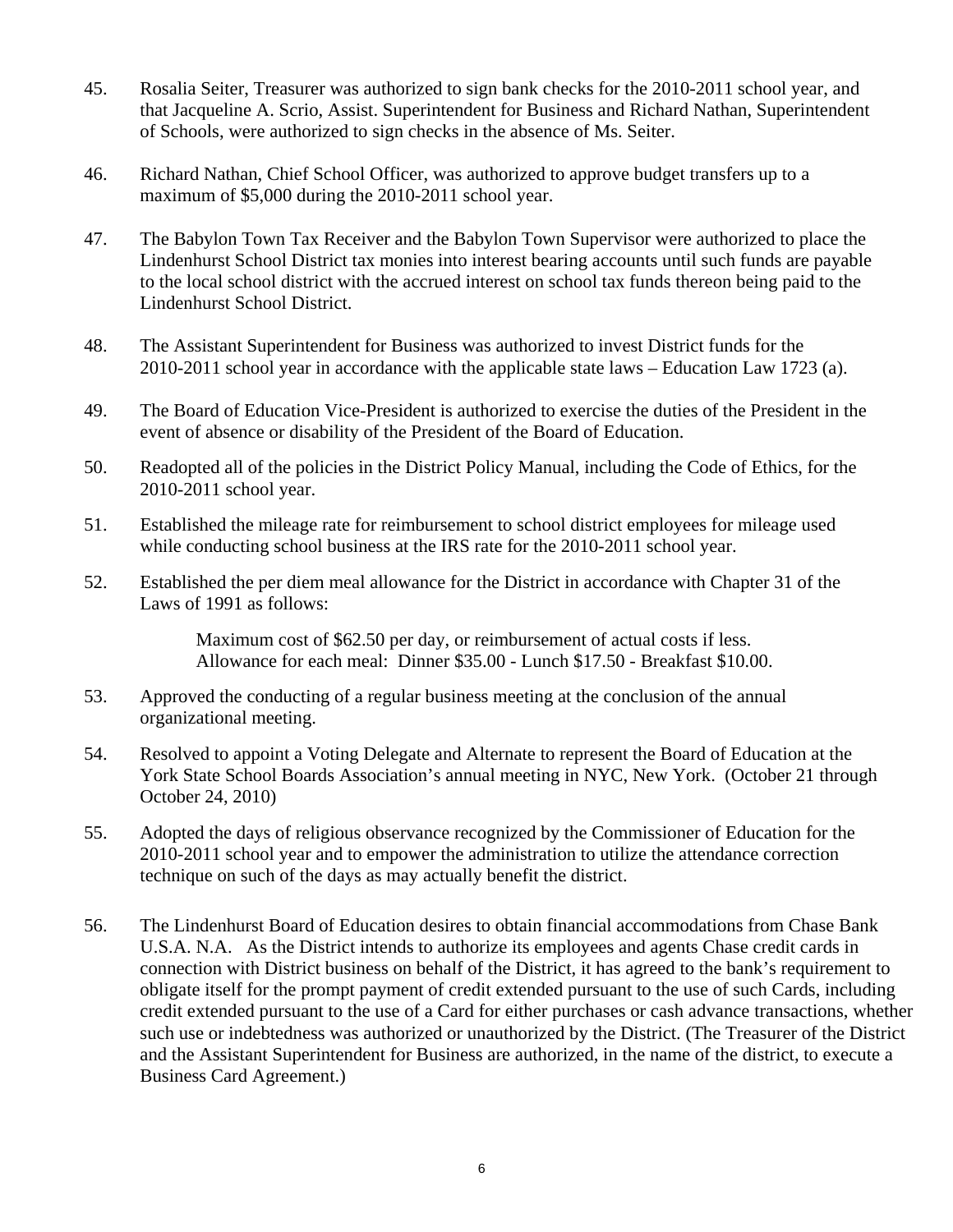45. Rosalia Seiter, Treasurer was authorized to sign bank checks for the 2010-2011 school year, and that Jacqueline A. Scrio, Assist. Superintendent for Business and Richard Nathan, Superintendent of Schools, were authorized to sign checks in the absence of Ms. Seiter.

46. Richard Nathan, Chief School Officer, was authorized to approve budget transfers up to a maximum of $5,000 during the 2010-2011 school year.

47. The Babylon Town Tax Receiver and the Babylon Town Supervisor were authorized to place the Lindenhurst School District tax monies into interest bearing accounts until such funds are payable to the local school district with the accrued interest on school tax funds thereon being paid to the Lindenhurst School District.

48. The Assistant Superintendent for Business was authorized to invest District funds for the 2010-2011 school year in accordance with the applicable state laws – Education Law 1723 (a).

49. The Board of Education Vice-President is authorized to exercise the duties of the President in the event of absence or disability of the President of the Board of Education.

50. Readopted all of the policies in the District Policy Manual, including the Code of Ethics, for the 2010-2011 school year.

51. Established the mileage rate for reimbursement to school district employees for mileage used while conducting school business at the IRS rate for the 2010-2011 school year.

52. Established the per diem meal allowance for the District in accordance with Chapter 31 of the Laws of 1991 as follows:

    Maximum cost of $62.50 per day, or reimbursement of actual costs if less.
    Allowance for each meal: Dinner $35.00 - Lunch $17.50 - Breakfast $10.00.

53. Approved the conducting of a regular business meeting at the conclusion of the annual organizational meeting.

54. Resolved to appoint a Voting Delegate and Alternate to represent the Board of Education at the York State School Boards Association's annual meeting in NYC, New York. (October 21 through October 24, 2010)

55. Adopted the days of religious observance recognized by the Commissioner of Education for the 2010-2011 school year and to empower the administration to utilize the attendance correction technique on such of the days as may actually benefit the district.

56. The Lindenhurst Board of Education desires to obtain financial accommodations from Chase Bank U.S.A. N.A. As the District intends to authorize its employees and agents Chase credit cards in connection with District business on behalf of the District, it has agreed to the bank's requirement to obligate itself for the prompt payment of credit extended pursuant to the use of such Cards, including credit extended pursuant to the use of a Card for either purchases or cash advance transactions, whether such use or indebtedness was authorized or unauthorized by the District. (The Treasurer of the District and the Assistant Superintendent for Business are authorized, in the name of the district, to execute a Business Card Agreement.)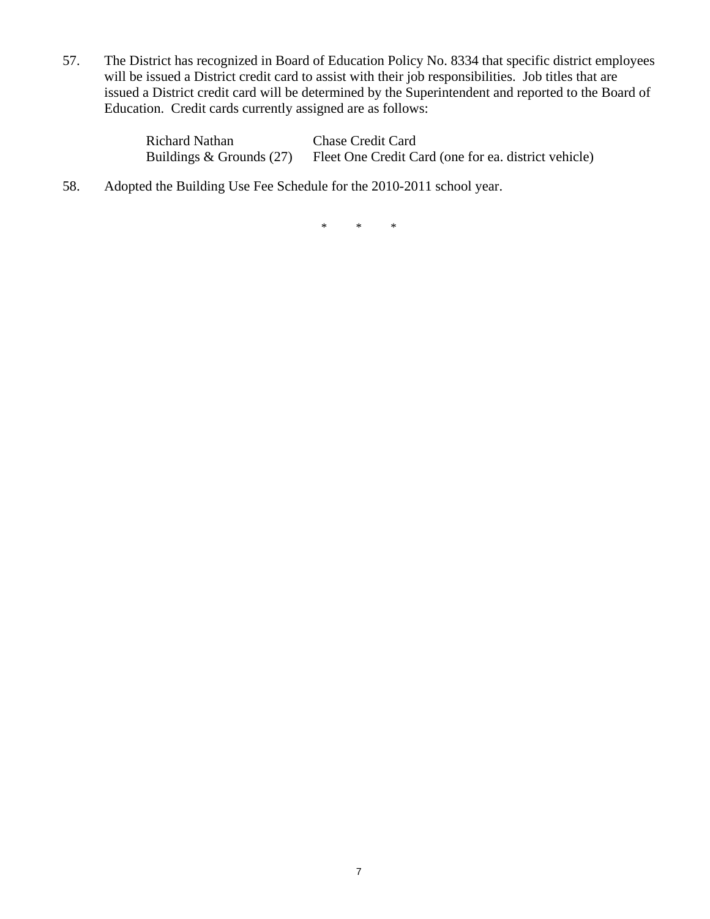57. The District has recognized in Board of Education Policy No. 8334 that specific district employees will be issued a District credit card to assist with their job responsibilities. Job titles that are issued a District credit card will be determined by the Superintendent and reported to the Board of Education. Credit cards currently assigned are as follows:

| | |
|---|---|
| Richard Nathan | Chase Credit Card |
| Buildings & Grounds (27) | Fleet One Credit Card (one for ea. district vehicle) |

58. Adopted the Building Use Fee Schedule for the 2010-2011 school year.

\* \* \*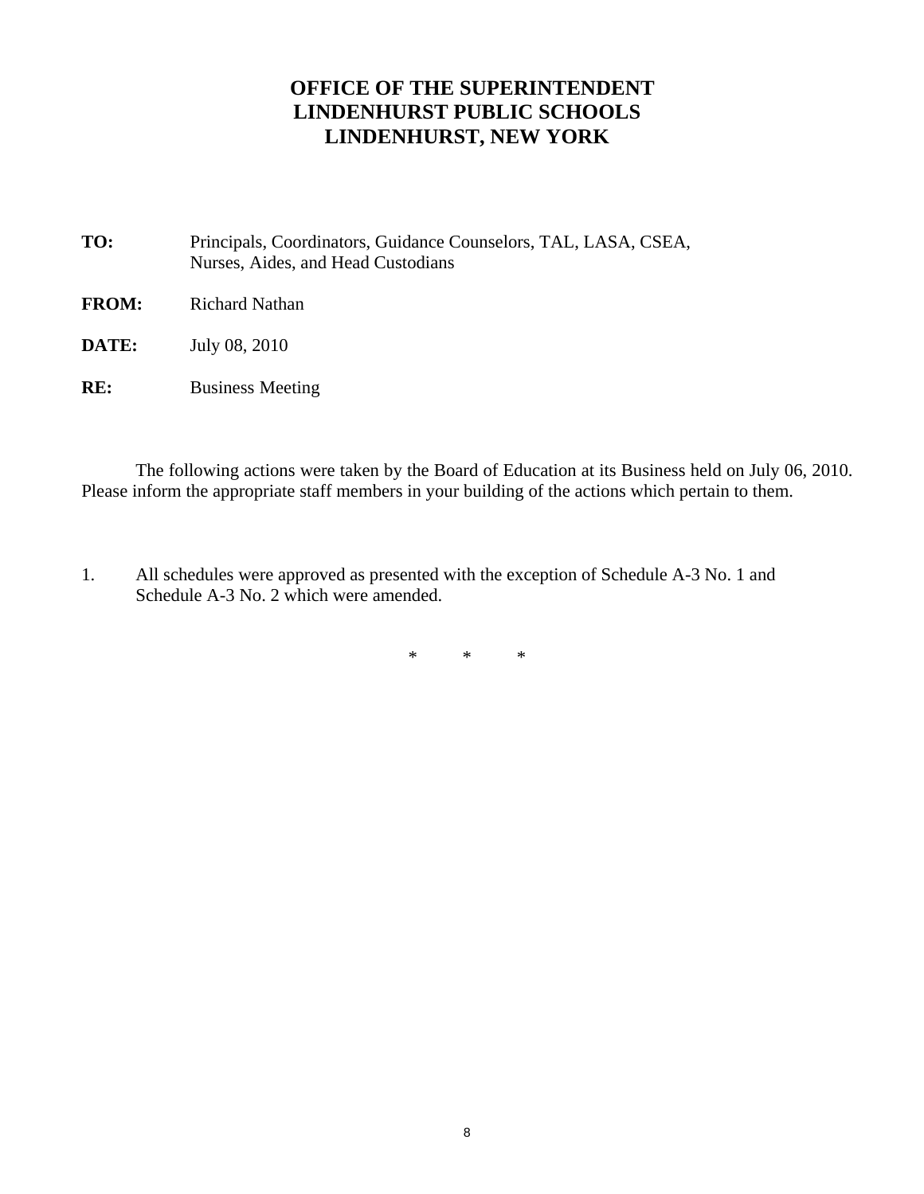# OFFICE OF THE SUPERINTENDENT
# LINDENHURST PUBLIC SCHOOLS
# LINDENHURST, NEW YORK

**TO:** Principals, Coordinators, Guidance Counselors, TAL, LASA, CSEA, Nurses, Aides, and Head Custodians

**FROM:** Richard Nathan

**DATE:** July 08, 2010

**RE:** Business Meeting

The following actions were taken by the Board of Education at its Business held on July 06, 2010. Please inform the appropriate staff members in your building of the actions which pertain to them.

1. All schedules were approved as presented with the exception of Schedule A-3 No. 1 and Schedule A-3 No. 2 which were amended.

\* \* \*